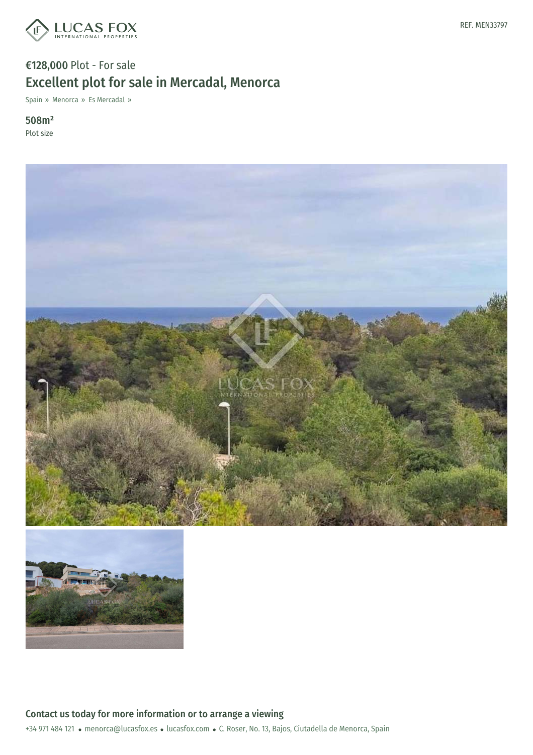REF. MEN33797

**€128,000** Plot - For sale

# Excellent plot for sale in Mercadal, Menorca

Spain » Menorca » Es Mercadal »

**508m²**
Plot size

## Contact us today for more information or to arrange a viewing

+34 971 484 121 • menorca@lucasfox.es • lucasfox.com • C. Roser, No. 13, Bajos, Ciutadella de Menorca, Spain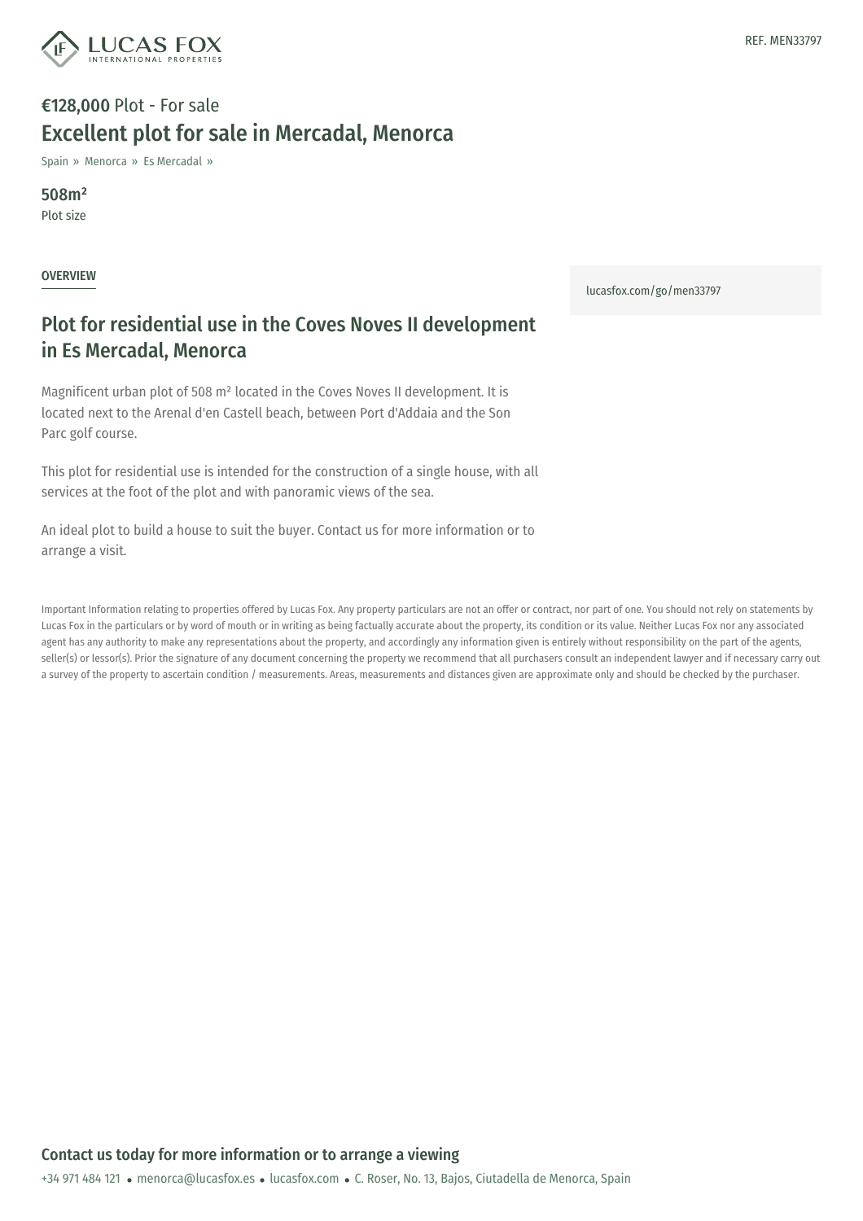REF. MEN33797

**€128,000** Plot - For sale

# Excellent plot for sale in Mercadal, Menorca

Spain » Menorca » Es Mercadal »

**508m²**
Plot size

OVERVIEW

lucasfox.com/go/men33797

## Plot for residential use in the Coves Noves II development in Es Mercadal, Menorca

Magnificent urban plot of 508 m² located in the Coves Noves II development. It is located next to the Arenal d'en Castell beach, between Port d'Addaia and the Son Parc golf course.

This plot for residential use is intended for the construction of a single house, with all services at the foot of the plot and with panoramic views of the sea.

An ideal plot to build a house to suit the buyer. Contact us for more information or to arrange a visit.

Important Information relating to properties offered by Lucas Fox. Any property particulars are not an offer or contract, nor part of one. You should not rely on statements by Lucas Fox in the particulars or by word of mouth or in writing as being factually accurate about the property, its condition or its value. Neither Lucas Fox nor any associated agent has any authority to make any representations about the property, and accordingly any information given is entirely without responsibility on the part of the agents, seller(s) or lessor(s). Prior the signature of any document concerning the property we recommend that all purchasers consult an independent lawyer and if necessary carry out a survey of the property to ascertain condition / measurements. Areas, measurements and distances given are approximate only and should be checked by the purchaser.

## Contact us today for more information or to arrange a viewing

+34 971 484 121 • menorca@lucasfox.es • lucasfox.com • C. Roser, No. 13, Bajos, Ciutadella de Menorca, Spain